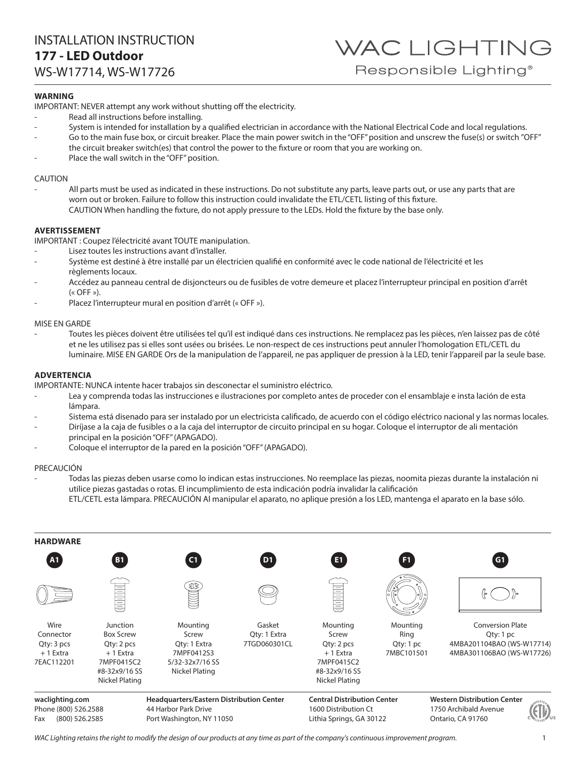# INSTALLATION INSTRUCTION

## 177 - LED Outdoor

WS-W17714, WS-W17726

WAC LIGHTING
Responsible Lighting®

**WARNING**

IMPORTANT: NEVER attempt any work without shutting off the electricity.

- Read all instructions before installing.
- System is intended for installation by a qualified electrician in accordance with the National Electrical Code and local regulations.
- Go to the main fuse box, or circuit breaker. Place the main power switch in the "OFF" position and unscrew the fuse(s) or switch "OFF" the circuit breaker switch(es) that control the power to the fixture or room that you are working on.
- Place the wall switch in the "OFF" position.

CAUTION

- All parts must be used as indicated in these instructions. Do not substitute any parts, leave parts out, or use any parts that are worn out or broken. Failure to follow this instruction could invalidate the ETL/CETL listing of this fixture.
  CAUTION When handling the fixture, do not apply pressure to the LEDs. Hold the fixture by the base only.

**AVERTISSEMENT**

IMPORTANT : Coupez l'électricité avant TOUTE manipulation.

- Lisez toutes les instructions avant d'installer.
- Système est destiné à être installé par un électricien qualifié en conformité avec le code national de l'électricité et les règlements locaux.
- Accédez au panneau central de disjoncteurs ou de fusibles de votre demeure et placez l'interrupteur principal en position d'arrêt (« OFF »).
- Placez l'interrupteur mural en position d'arrêt (« OFF »).

MISE EN GARDE

- Toutes les pièces doivent être utilisées tel qu'il est indiqué dans ces instructions. Ne remplacez pas les pièces, n'en laissez pas de côté et ne les utilisez pas si elles sont usées ou brisées. Le non-respect de ces instructions peut annuler l'homologation ETL/CETL du luminaire. MISE EN GARDE Ors de la manipulation de l'appareil, ne pas appliquer de pression à la LED, tenir l'appareil par la seule base.

**ADVERTENCIA**

IMPORTANTE: NUNCA intente hacer trabajos sin desconectar el suministro eléctrico.

- Lea y comprenda todas las instrucciones e ilustraciones por completo antes de proceder con el ensamblaje e insta lación de esta lámpara.
- Sistema está disenado para ser instalado por un electricista calificado, de acuerdo con el código eléctrico nacional y las normas locales.
- Diríjase a la caja de fusibles o a la caja del interruptor de circuito principal en su hogar. Coloque el interruptor de ali mentación principal en la posición "OFF" (APAGADO).
- Coloque el interruptor de la pared en la posición "OFF" (APAGADO).

PRECAUCIÓN

- Todas las piezas deben usarse como lo indican estas instrucciones. No reemplace las piezas, noomita piezas durante la instalación ni utilice piezas gastadas o rotas. El incumplimiento de esta indicación podría invalidar la calificación ETL/CETL esta lámpara. PRECAUCIÓN Al manipular el aparato, no aplique presión a los LED, mantenga el aparato en la base sólo.

**HARDWARE**

| A1 | B1 | C1 | D1 | E1 | F1 | G1 |
|---|---|---|---|---|---|---|
| Wire Connector<br>Qty: 3 pcs + 1 Extra<br>7EAC112201 | Junction Box Screw<br>Qty: 2 pcs + 1 Extra<br>7MPF0415C2<br>#8-32x9/16 SS<br>Nickel Plating | Mounting Screw<br>Qty: 1 Extra<br>7MPF0412S3<br>5/32-32x7/16 SS<br>Nickel Plating | Gasket<br>Qty: 1 Extra<br>7TGD060301CL | Mounting Screw<br>Qty: 2 pcs + 1 Extra<br>7MPF0415C2<br>#8-32x9/16 SS<br>Nickel Plating | Mounting Ring<br>Qty: 1 pc<br>7MBC101501 | Conversion Plate<br>Qty: 1 pc<br>4MBA201104BAO (WS-W17714)<br>4MBA301106BAO (WS-W17726) |

**waclighting.com**
Phone (800) 526.2588
Fax (800) 526.2585

**Headquarters/Eastern Distribution Center**
44 Harbor Park Drive
Port Washington, NY 11050

**Central Distribution Center**
1600 Distribution Ct
Lithia Springs, GA 30122

**Western Distribution Center**
1750 Archibald Avenue
Ontario, CA 91760

*WAC Lighting retains the right to modify the design of our products at any time as part of the company's continuous improvement program.*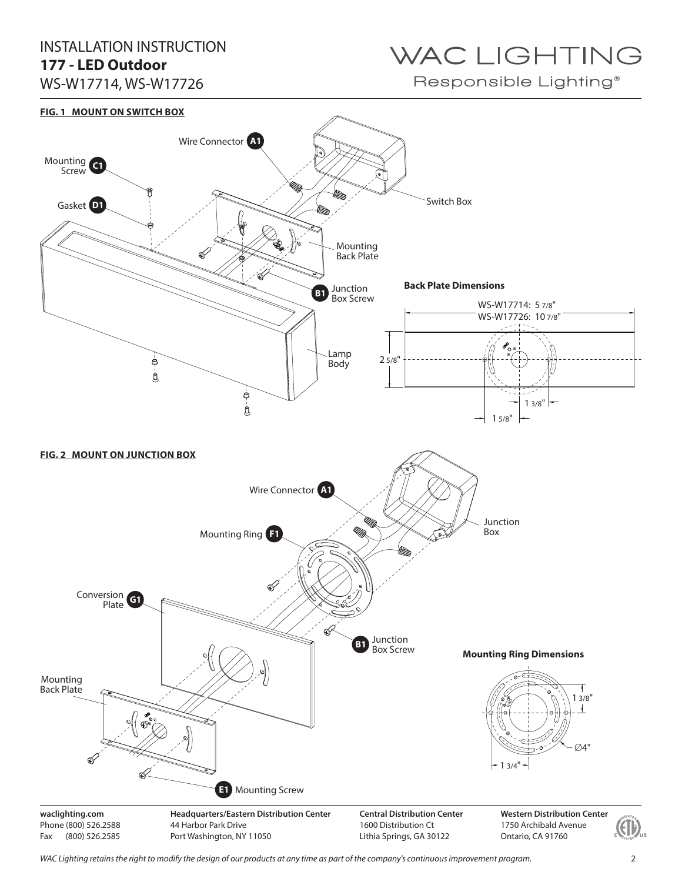# INSTALLATION INSTRUCTION
## 177 - LED Outdoor
WS-W17714, WS-W17726

WAC LIGHTING
Responsible Lighting®

**FIG. 1 MOUNT ON SWITCH BOX**

Wire Connector **A1**
Mounting Screw **C1**
Gasket **D1**
Switch Box
Mounting Back Plate
**B1** Junction Box Screw
Lamp Body

**Back Plate Dimensions**

WS-W17714: 5 7/8"
WS-W17726: 10 7/8"
2 5/8"
1 3/8"
1 5/8"

**FIG. 2 MOUNT ON JUNCTION BOX**

Wire Connector **A1**
Mounting Ring **F1**
Junction Box
Conversion Plate **G1**
**B1** Junction Box Screw
Mounting Back Plate
**E1** Mounting Screw

**Mounting Ring Dimensions**

1 3/8"
Ø4"
1 3/4"

**waclighting.com**
Phone (800) 526.2588
Fax (800) 526.2585

**Headquarters/Eastern Distribution Center**
44 Harbor Park Drive
Port Washington, NY 11050

**Central Distribution Center**
1600 Distribution Ct
Lithia Springs, GA 30122

**Western Distribution Center**
1750 Archibald Avenue
Ontario, CA 91760

*WAC Lighting retains the right to modify the design of our products at any time as part of the company's continuous improvement program.*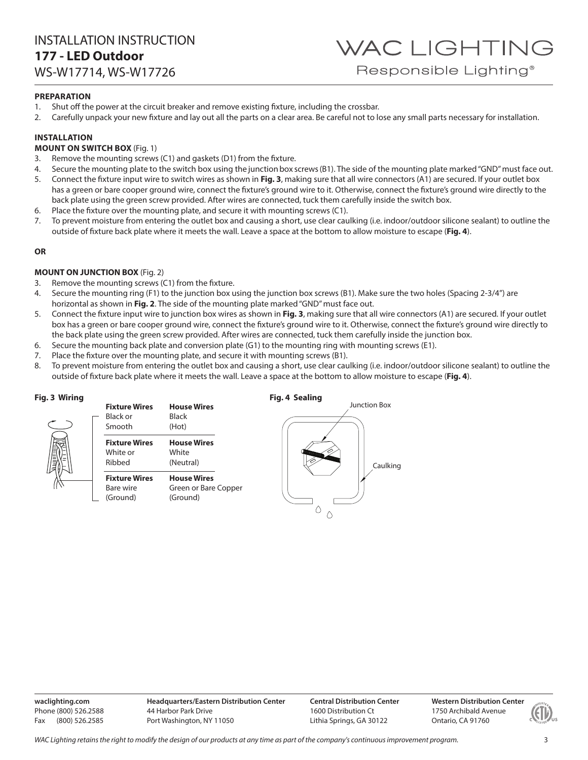# INSTALLATION INSTRUCTION
## 177 - LED Outdoor
WS-W17714, WS-W17726

WAC LIGHTING
Responsible Lighting®

**PREPARATION**

1. Shut off the power at the circuit breaker and remove existing fixture, including the crossbar.
2. Carefully unpack your new fixture and lay out all the parts on a clear area. Be careful not to lose any small parts necessary for installation.

**INSTALLATION**

**MOUNT ON SWITCH BOX** (Fig. 1)

3. Remove the mounting screws (C1) and gaskets (D1) from the fixture.
4. Secure the mounting plate to the switch box using the junction box screws (B1). The side of the mounting plate marked "GND" must face out.
5. Connect the fixture input wire to switch wires as shown in **Fig. 3**, making sure that all wire connectors (A1) are secured. If your outlet box has a green or bare cooper ground wire, connect the fixture's ground wire to it. Otherwise, connect the fixture's ground wire directly to the back plate using the green screw provided. After wires are connected, tuck them carefully inside the switch box.
6. Place the fixture over the mounting plate, and secure it with mounting screws (C1).
7. To prevent moisture from entering the outlet box and causing a short, use clear caulking (i.e. indoor/outdoor silicone sealant) to outline the outside of fixture back plate where it meets the wall. Leave a space at the bottom to allow moisture to escape (**Fig. 4**).

**OR**

**MOUNT ON JUNCTION BOX** (Fig. 2)

3. Remove the mounting screws (C1) from the fixture.
4. Secure the mounting ring (F1) to the junction box using the junction box screws (B1). Make sure the two holes (Spacing 2-3/4") are horizontal as shown in **Fig. 2**. The side of the mounting plate marked "GND" must face out.
5. Connect the fixture input wire to junction box wires as shown in **Fig. 3**, making sure that all wire connectors (A1) are secured. If your outlet box has a green or bare cooper ground wire, connect the fixture's ground wire to it. Otherwise, connect the fixture's ground wire directly to the back plate using the green screw provided. After wires are connected, tuck them carefully inside the junction box.
6. Secure the mounting back plate and conversion plate (G1) to the mounting ring with mounting screws (E1).
7. Place the fixture over the mounting plate, and secure it with mounting screws (B1).
8. To prevent moisture from entering the outlet box and causing a short, use clear caulking (i.e. indoor/outdoor silicone sealant) to outline the outside of fixture back plate where it meets the wall. Leave a space at the bottom to allow moisture to escape (**Fig. 4**).

**Fig. 3 Wiring**

| Fixture Wires | House Wires |
|---|---|
| Black or Smooth | Black (Hot) |
| **Fixture Wires** White or Ribbed | **House Wires** White (Neutral) |
| **Fixture Wires** Bare wire (Ground) | **House Wires** Green or Bare Copper (Ground) |

**Fig. 4 Sealing**

Junction Box

Caulking

waclighting.com
Phone (800) 526.2588
Fax (800) 526.2585

**Headquarters/Eastern Distribution Center**
44 Harbor Park Drive
Port Washington, NY 11050

**Central Distribution Center**
1600 Distribution Ct
Lithia Springs, GA 30122

**Western Distribution Center**
1750 Archibald Avenue
Ontario, CA 91760

*WAC Lighting retains the right to modify the design of our products at any time as part of the company's continuous improvement program.*